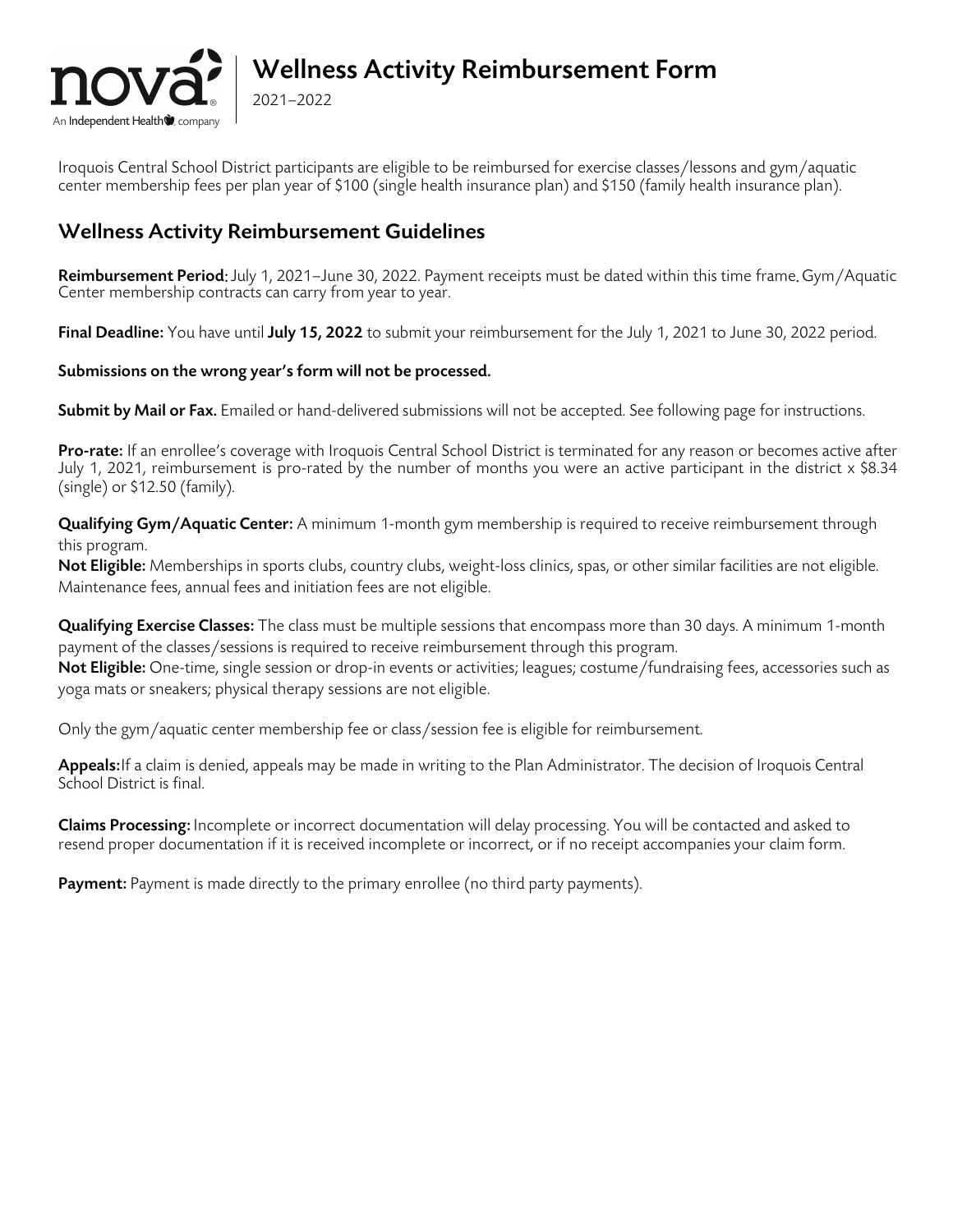# Wellness Activity Reimbursement Form

2021–2022

Iroquois Central School District participants are eligible to be reimbursed for exercise classes/lessons and gym/aquatic center membership fees per plan year of $100 (single health insurance plan) and $150 (family health insurance plan).

## Wellness Activity Reimbursement Guidelines

**Reimbursement Period**: July 1, 2021–June 30, 2022. Payment receipts must be dated within this time frame. Gym/Aquatic Center membership contracts can carry from year to year.

**Final Deadline:** You have until **July 15, 2022** to submit your reimbursement for the July 1, 2021 to June 30, 2022 period.

**Submissions on the wrong year's form will not be processed.**

**Submit by Mail or Fax.** Emailed or hand-delivered submissions will not be accepted. See following page for instructions.

**Pro-rate:** If an enrollee's coverage with Iroquois Central School District is terminated for any reason or becomes active after July 1, 2021, reimbursement is pro-rated by the number of months you were an active participant in the district x $8.34 (single) or $12.50 (family).

**Qualifying Gym/Aquatic Center:** A minimum 1-month gym membership is required to receive reimbursement through this program.
**Not Eligible:** Memberships in sports clubs, country clubs, weight-loss clinics, spas, or other similar facilities are not eligible. Maintenance fees, annual fees and initiation fees are not eligible.

**Qualifying Exercise Classes:** The class must be multiple sessions that encompass more than 30 days. A minimum 1-month payment of the classes/sessions is required to receive reimbursement through this program.
**Not Eligible:** One-time, single session or drop-in events or activities; leagues; costume/fundraising fees, accessories such as yoga mats or sneakers; physical therapy sessions are not eligible.

Only the gym/aquatic center membership fee or class/session fee is eligible for reimbursement.

**Appeals:** If a claim is denied, appeals may be made in writing to the Plan Administrator. The decision of Iroquois Central School District is final.

**Claims Processing:** Incomplete or incorrect documentation will delay processing. You will be contacted and asked to resend proper documentation if it is received incomplete or incorrect, or if no receipt accompanies your claim form.

**Payment:** Payment is made directly to the primary enrollee (no third party payments).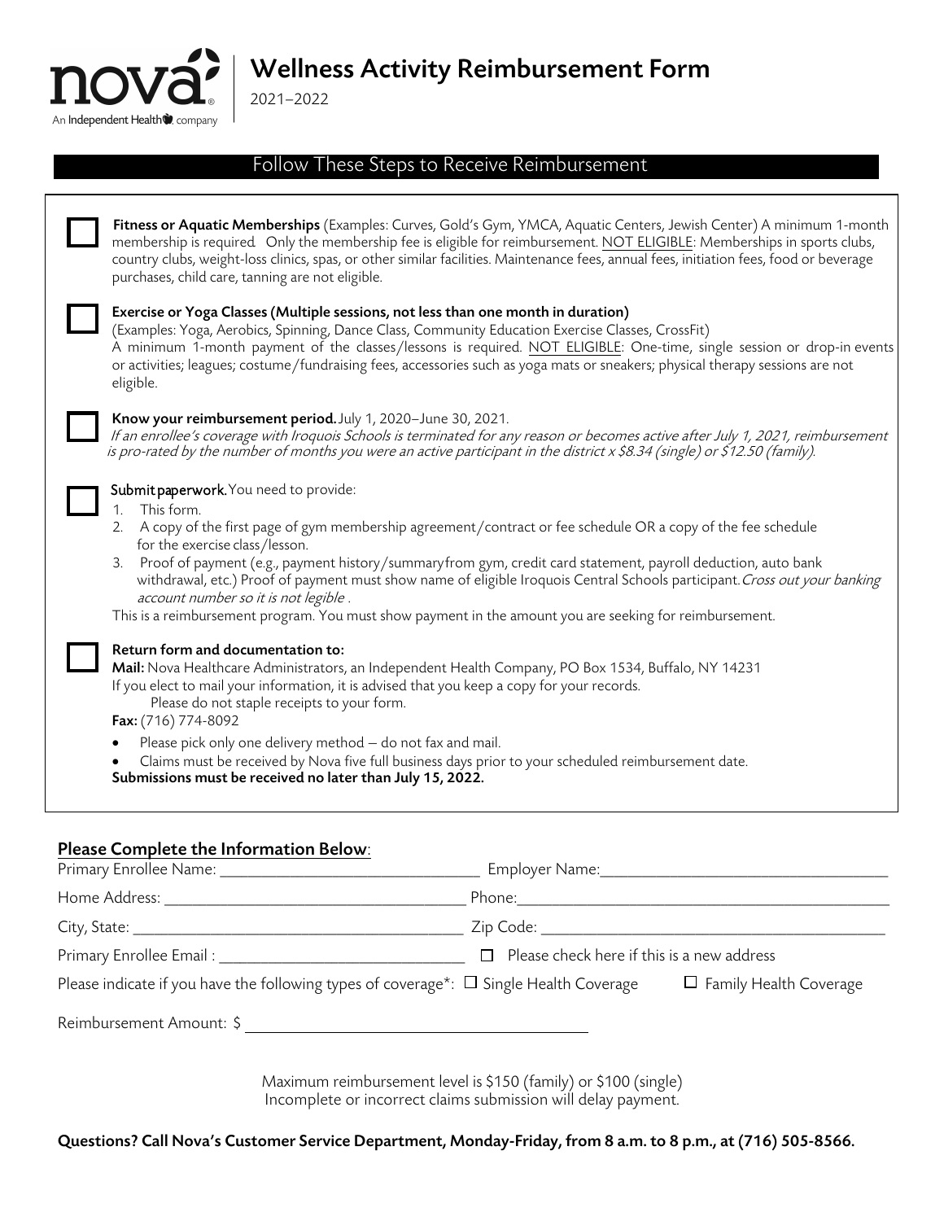# Wellness Activity Reimbursement Form

2021–2022

## Follow These Steps to Receive Reimbursement

☐ **Fitness or Aquatic Memberships** (Examples: Curves, Gold's Gym, YMCA, Aquatic Centers, Jewish Center) A minimum 1-month membership is required. Only the membership fee is eligible for reimbursement. NOT ELIGIBLE: Memberships in sports clubs, country clubs, weight-loss clinics, spas, or other similar facilities. Maintenance fees, annual fees, initiation fees, food or beverage purchases, child care, tanning are not eligible.

☐ **Exercise or Yoga Classes (Multiple sessions, not less than one month in duration)**
(Examples: Yoga, Aerobics, Spinning, Dance Class, Community Education Exercise Classes, CrossFit)
A minimum 1-month payment of the classes/lessons is required. NOT ELIGIBLE: One-time, single session or drop-in events or activities; leagues; costume/fundraising fees, accessories such as yoga mats or sneakers; physical therapy sessions are not eligible.

☐ **Know your reimbursement period.** July 1, 2020–June 30, 2021.
*If an enrollee's coverage with Iroquois Schools is terminated for any reason or becomes active after July 1, 2021, reimbursement is pro-rated by the number of months you were an active participant in the district x $8.34 (single) or $12.50 (family).*

☐ **Submit paperwork.** You need to provide:

1. This form.
2. A copy of the first page of gym membership agreement/contract or fee schedule OR a copy of the fee schedule for the exercise class/lesson.
3. Proof of payment (e.g., payment history/summary from gym, credit card statement, payroll deduction, auto bank withdrawal, etc.) Proof of payment must show name of eligible Iroquois Central Schools participant. *Cross out your banking account number so it is not legible* .

This is a reimbursement program. You must show payment in the amount you are seeking for reimbursement.

☐ **Return form and documentation to:**
**Mail:** Nova Healthcare Administrators, an Independent Health Company, PO Box 1534, Buffalo, NY 14231
If you elect to mail your information, it is advised that you keep a copy for your records.
Please do not staple receipts to your form.
**Fax:** (716) 774-8092

- Please pick only one delivery method – do not fax and mail.
- Claims must be received by Nova five full business days prior to your scheduled reimbursement date.

**Submissions must be received no later than July 15, 2022.**

## Please Complete the Information Below:

Primary Enrollee Name: ______________________ Employer Name: ______________________

Home Address: ______________________ Phone: ______________________

City, State: ______________________ Zip Code: ______________________

Primary Enrollee Email : ______________________ ☐ Please check here if this is a new address

Please indicate if you have the following types of coverage*: ☐ Single Health Coverage ☐ Family Health Coverage

Reimbursement Amount: $ ______________________

Maximum reimbursement level is $150 (family) or $100 (single)
Incomplete or incorrect claims submission will delay payment.

**Questions? Call Nova's Customer Service Department, Monday-Friday, from 8 a.m. to 8 p.m., at (716) 505-8566.**